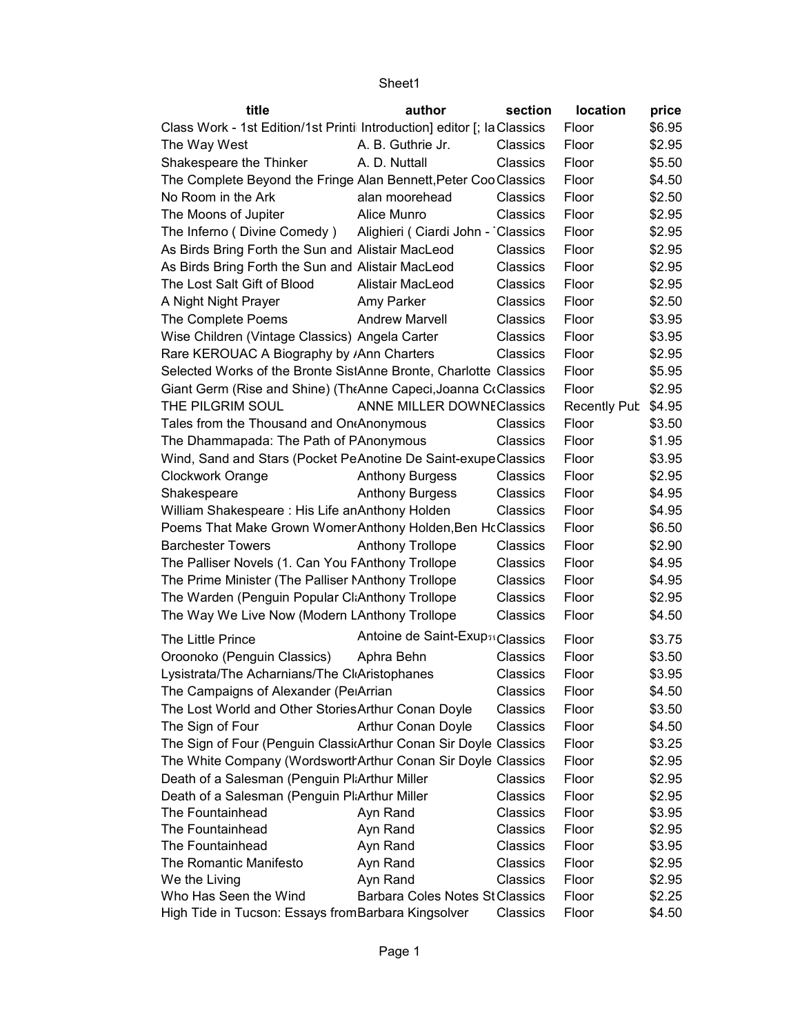| title | author | section | location | price |
|---|---|---|---|---|
| Class Work - 1st Edition/1st Printi | Introduction] editor [; la | Classics | Floor | $6.95 |
| The Way West | A. B. Guthrie Jr. | Classics | Floor | $2.95 |
| Shakespeare the Thinker | A. D. Nuttall | Classics | Floor | $5.50 |
| The Complete Beyond the Fringe | Alan Bennett,Peter Coo | Classics | Floor | $4.50 |
| No Room in the Ark | alan moorehead | Classics | Floor | $2.50 |
| The Moons of Jupiter | Alice Munro | Classics | Floor | $2.95 |
| The Inferno ( Divine Comedy ) | Alighieri ( Ciardi John - ' | Classics | Floor | $2.95 |
| As Birds Bring Forth the Sun and | Alistair MacLeod | Classics | Floor | $2.95 |
| As Birds Bring Forth the Sun and | Alistair MacLeod | Classics | Floor | $2.95 |
| The Lost Salt Gift of Blood | Alistair MacLeod | Classics | Floor | $2.95 |
| A Night Night Prayer | Amy Parker | Classics | Floor | $2.50 |
| The Complete Poems | Andrew Marvell | Classics | Floor | $3.95 |
| Wise Children (Vintage Classics) | Angela Carter | Classics | Floor | $3.95 |
| Rare KEROUAC A Biography by / | Ann Charters | Classics | Floor | $2.95 |
| Selected Works of the Bronte Sist | Anne Bronte, Charlotte | Classics | Floor | $5.95 |
| Giant Germ (Rise and Shine) (The | Anne Capeci,Joanna C | Classics | Floor | $2.95 |
| THE PILGRIM SOUL | ANNE MILLER DOWNE | Classics | Recently Pub | $4.95 |
| Tales from the Thousand and One | Anonymous | Classics | Floor | $3.50 |
| The Dhammapada: The Path of P | Anonymous | Classics | Floor | $1.95 |
| Wind, Sand and Stars (Pocket Pe | Anotine De Saint-exupe | Classics | Floor | $3.95 |
| Clockwork Orange | Anthony Burgess | Classics | Floor | $2.95 |
| Shakespeare | Anthony Burgess | Classics | Floor | $4.95 |
| William Shakespeare : His Life an | Anthony Holden | Classics | Floor | $4.95 |
| Poems That Make Grown Women | Anthony Holden,Ben H | Classics | Floor | $6.50 |
| Barchester Towers | Anthony Trollope | Classics | Floor | $2.90 |
| The Palliser Novels (1. Can You F | Anthony Trollope | Classics | Floor | $4.95 |
| The Prime Minister (The Palliser N | Anthony Trollope | Classics | Floor | $4.95 |
| The Warden (Penguin Popular Cl | Anthony Trollope | Classics | Floor | $2.95 |
| The Way We Live Now (Modern L | Anthony Trollope | Classics | Floor | $4.50 |
| The Little Prince | Antoine de Saint-Exup | Classics | Floor | $3.75 |
| Oroonoko (Penguin Classics) | Aphra Behn | Classics | Floor | $3.50 |
| Lysistrata/The Acharnians/The Cl | Aristophanes | Classics | Floor | $3.95 |
| The Campaigns of Alexander (Pe | Arrian | Classics | Floor | $4.50 |
| The Lost World and Other Stories | Arthur Conan Doyle | Classics | Floor | $3.50 |
| The Sign of Four | Arthur Conan Doyle | Classics | Floor | $4.50 |
| The Sign of Four (Penguin Classi | Arthur Conan Sir Doyle | Classics | Floor | $3.25 |
| The White Company (Wordsworth | Arthur Conan Sir Doyle | Classics | Floor | $2.95 |
| Death of a Salesman (Penguin Pl | Arthur Miller | Classics | Floor | $2.95 |
| Death of a Salesman (Penguin Pl | Arthur Miller | Classics | Floor | $2.95 |
| The Fountainhead | Ayn Rand | Classics | Floor | $3.95 |
| The Fountainhead | Ayn Rand | Classics | Floor | $2.95 |
| The Fountainhead | Ayn Rand | Classics | Floor | $3.95 |
| The Romantic Manifesto | Ayn Rand | Classics | Floor | $2.95 |
| We the Living | Ayn Rand | Classics | Floor | $2.95 |
| Who Has Seen the Wind | Barbara Coles Notes St | Classics | Floor | $2.25 |
| High Tide in Tucson: Essays from | Barbara Kingsolver | Classics | Floor | $4.50 |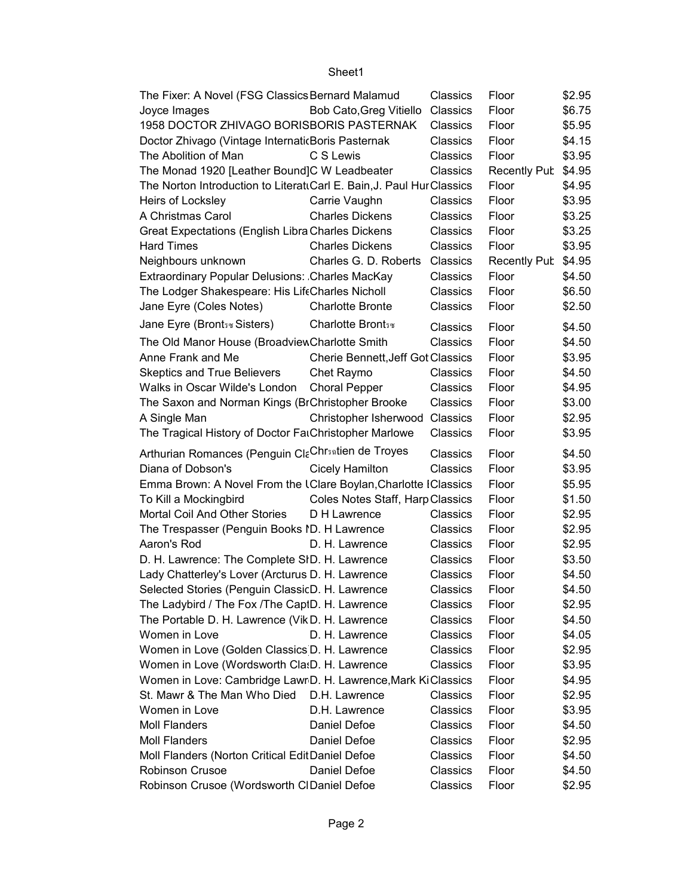| The Fixer: A Novel (FSG Classics | Bernard Malamud | Classics | Floor | $2.95 |
|---|---|---|---|---|
| Joyce Images | Bob Cato,Greg Vitiello | Classics | Floor | $6.75 |
| 1958 DOCTOR ZHIVAGO BORIS | BORIS PASTERNAK | Classics | Floor | $5.95 |
| Doctor Zhivago (Vintage Internati | Boris Pasternak | Classics | Floor | $4.15 |
| The Abolition of Man | C S Lewis | Classics | Floor | $3.95 |
| The Monad 1920 [Leather Bound] | C W Leadbeater | Classics | Recently Pub | $4.95 |
| The Norton Introduction to Literat | Carl E. Bain,J. Paul Hur | Classics | Floor | $4.95 |
| Heirs of Locksley | Carrie Vaughn | Classics | Floor | $3.95 |
| A Christmas Carol | Charles Dickens | Classics | Floor | $3.25 |
| Great Expectations (English Libra | Charles Dickens | Classics | Floor | $3.25 |
| Hard Times | Charles Dickens | Classics | Floor | $3.95 |
| Neighbours unknown | Charles G. D. Roberts | Classics | Recently Pub | $4.95 |
| Extraordinary Popular Delusions: | Charles MacKay | Classics | Floor | $4.50 |
| The Lodger Shakespeare: His Life | Charles Nicholl | Classics | Floor | $6.50 |
| Jane Eyre (Coles Notes) | Charlotte Bronte | Classics | Floor | $2.50 |
| Jane Eyre (Bront Sisters) | Charlotte Bront | Classics | Floor | $4.50 |
| The Old Manor House (Broadview | Charlotte Smith | Classics | Floor | $4.50 |
| Anne Frank and Me | Cherie Bennett,Jeff Got | Classics | Floor | $3.95 |
| Skeptics and True Believers | Chet Raymo | Classics | Floor | $4.50 |
| Walks in Oscar Wilde's London | Choral Pepper | Classics | Floor | $4.95 |
| The Saxon and Norman Kings (Br | Christopher Brooke | Classics | Floor | $3.00 |
| A Single Man | Christopher Isherwood | Classics | Floor | $2.95 |
| The Tragical History of Doctor Fa | Christopher Marlowe | Classics | Floor | $3.95 |
| Arthurian Romances (Penguin Cla | Chrtien de Troyes | Classics | Floor | $4.50 |
| Diana of Dobson's | Cicely Hamilton | Classics | Floor | $3.95 |
| Emma Brown: A Novel From the U | Clare Boylan,Charlotte I | Classics | Floor | $5.95 |
| To Kill a Mockingbird | Coles Notes Staff, Harp | Classics | Floor | $1.50 |
| Mortal Coil And Other Stories | D H Lawrence | Classics | Floor | $2.95 |
| The Trespasser (Penguin Books M | D. H Lawrence | Classics | Floor | $2.95 |
| Aaron's Rod | D. H. Lawrence | Classics | Floor | $2.95 |
| D. H. Lawrence: The Complete St | D. H. Lawrence | Classics | Floor | $3.50 |
| Lady Chatterley's Lover (Arcturus | D. H. Lawrence | Classics | Floor | $4.50 |
| Selected Stories (Penguin Classic | D. H. Lawrence | Classics | Floor | $4.50 |
| The Ladybird / The Fox /The Capt | D. H. Lawrence | Classics | Floor | $2.95 |
| The Portable D. H. Lawrence (Vik | D. H. Lawrence | Classics | Floor | $4.50 |
| Women in Love | D. H. Lawrence | Classics | Floor | $4.05 |
| Women in Love (Golden Classics) | D. H. Lawrence | Classics | Floor | $2.95 |
| Women in Love (Wordsworth Clas | D. H. Lawrence | Classics | Floor | $3.95 |
| Women in Love: Cambridge Lawr | D. H. Lawrence,Mark Ki | Classics | Floor | $4.95 |
| St. Mawr & The Man Who Died | D.H. Lawrence | Classics | Floor | $2.95 |
| Women in Love | D.H. Lawrence | Classics | Floor | $3.95 |
| Moll Flanders | Daniel Defoe | Classics | Floor | $4.50 |
| Moll Flanders | Daniel Defoe | Classics | Floor | $2.95 |
| Moll Flanders (Norton Critical Edit | Daniel Defoe | Classics | Floor | $4.50 |
| Robinson Crusoe | Daniel Defoe | Classics | Floor | $4.50 |
| Robinson Crusoe (Wordsworth Cl | Daniel Defoe | Classics | Floor | $2.95 |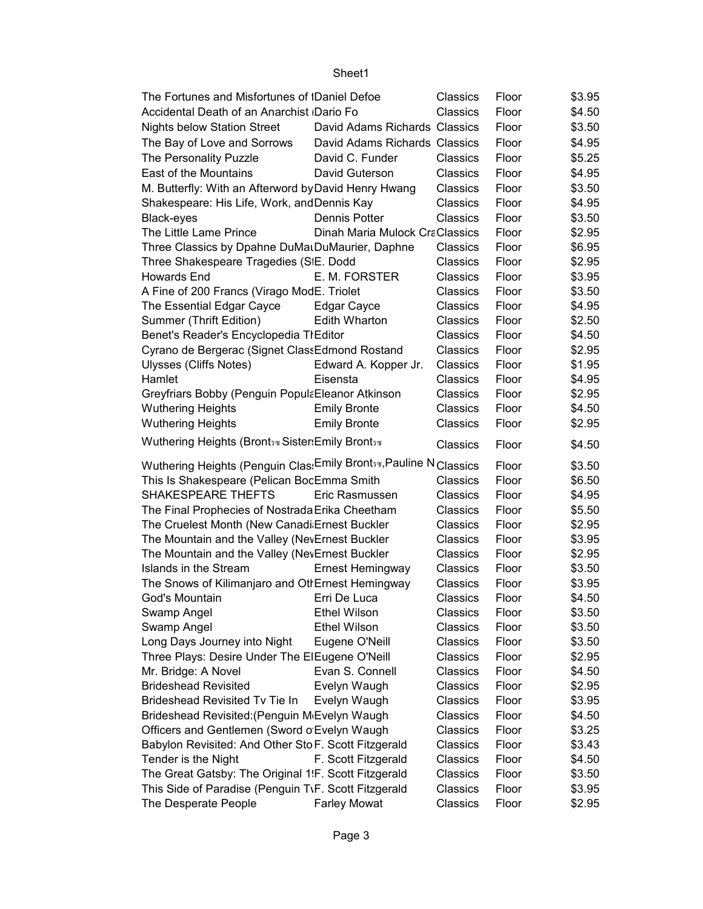| | | | | |
|---|---|---|---|---|
| The Fortunes and Misfortunes of t | Daniel Defoe | Classics | Floor | $3.95 |
| Accidental Death of an Anarchist ( | Dario Fo | Classics | Floor | $4.50 |
| Nights below Station Street | David Adams Richards | Classics | Floor | $3.50 |
| The Bay of Love and Sorrows | David Adams Richards | Classics | Floor | $4.95 |
| The Personality Puzzle | David C. Funder | Classics | Floor | $5.25 |
| East of the Mountains | David Guterson | Classics | Floor | $4.95 |
| M. Butterfly: With an Afterword by | David Henry Hwang | Classics | Floor | $3.50 |
| Shakespeare: His Life, Work, and | Dennis Kay | Classics | Floor | $4.95 |
| Black-eyes | Dennis Potter | Classics | Floor | $3.50 |
| The Little Lame Prince | Dinah Maria Mulock Cra | Classics | Floor | $2.95 |
| Three Classics by Dpahne DuMau | DuMaurier, Daphne | Classics | Floor | $6.95 |
| Three Shakespeare Tragedies (S | E. Dodd | Classics | Floor | $2.95 |
| Howards End | E. M. FORSTER | Classics | Floor | $3.95 |
| A Fine of 200 Francs (Virago Mod | E. Triolet | Classics | Floor | $3.50 |
| The Essential Edgar Cayce | Edgar Cayce | Classics | Floor | $4.95 |
| Summer (Thrift Edition) | Edith Wharton | Classics | Floor | $2.50 |
| Benet's Reader's Encyclopedia Th | Editor | Classics | Floor | $4.50 |
| Cyrano de Bergerac (Signet Class | Edmond Rostand | Classics | Floor | $2.95 |
| Ulysses (Cliffs Notes) | Edward A. Kopper Jr. | Classics | Floor | $1.95 |
| Hamlet | Eisensta | Classics | Floor | $4.95 |
| Greyfriars Bobby (Penguin Popula | Eleanor Atkinson | Classics | Floor | $2.95 |
| Wuthering Heights | Emily Bronte | Classics | Floor | $4.50 |
| Wuthering Heights | Emily Bronte | Classics | Floor | $2.95 |
| Wuthering Heights (Bront Sisters | Emily Bront | Classics | Floor | $4.50 |
| Wuthering Heights (Penguin Class | Emily Bront,Pauline N | Classics | Floor | $3.50 |
| This Is Shakespeare (Pelican Boo | Emma Smith | Classics | Floor | $6.50 |
| SHAKESPEARE THEFTS | Eric Rasmussen | Classics | Floor | $4.95 |
| The Final Prophecies of Nostrada | Erika Cheetham | Classics | Floor | $5.50 |
| The Cruelest Month (New Canadi | Ernest Buckler | Classics | Floor | $2.95 |
| The Mountain and the Valley (Nev | Ernest Buckler | Classics | Floor | $3.95 |
| The Mountain and the Valley (Nev | Ernest Buckler | Classics | Floor | $2.95 |
| Islands in the Stream | Ernest Hemingway | Classics | Floor | $3.50 |
| The Snows of Kilimanjaro and Oth | Ernest Hemingway | Classics | Floor | $3.95 |
| God's Mountain | Erri De Luca | Classics | Floor | $4.50 |
| Swamp Angel | Ethel Wilson | Classics | Floor | $3.50 |
| Swamp Angel | Ethel Wilson | Classics | Floor | $3.50 |
| Long Days Journey into Night | Eugene O'Neill | Classics | Floor | $3.50 |
| Three Plays: Desire Under The El | Eugene O'Neill | Classics | Floor | $2.95 |
| Mr. Bridge: A Novel | Evan S. Connell | Classics | Floor | $4.50 |
| Brideshead Revisited | Evelyn Waugh | Classics | Floor | $2.95 |
| Brideshead Revisited Tv Tie In | Evelyn Waugh | Classics | Floor | $3.95 |
| Brideshead Revisited:(Penguin M | Evelyn Waugh | Classics | Floor | $4.50 |
| Officers and Gentlemen (Sword o | Evelyn Waugh | Classics | Floor | $3.25 |
| Babylon Revisited: And Other Sto | F. Scott Fitzgerald | Classics | Floor | $3.43 |
| Tender is the Night | F. Scott Fitzgerald | Classics | Floor | $4.50 |
| The Great Gatsby: The Original 1 | F. Scott Fitzgerald | Classics | Floor | $3.50 |
| This Side of Paradise (Penguin Tv | F. Scott Fitzgerald | Classics | Floor | $3.95 |
| The Desperate People | Farley Mowat | Classics | Floor | $2.95 |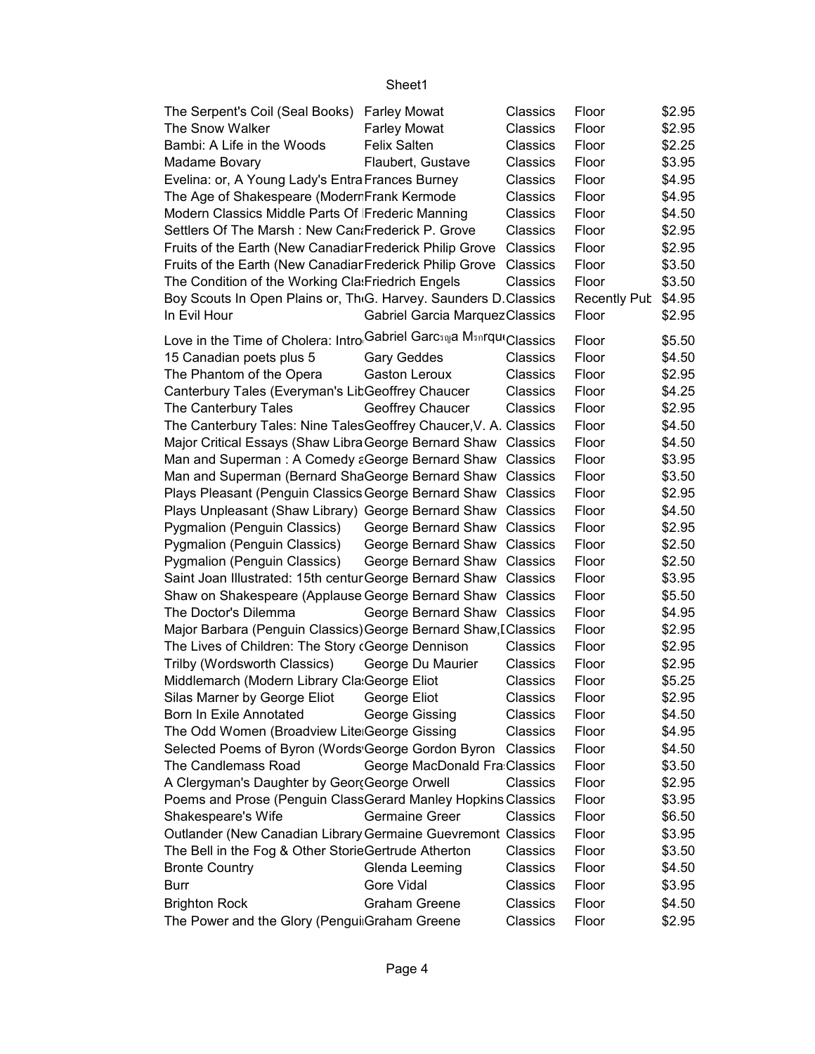| | | | | |
|---|---|---|---|---|
| The Serpent's Coil (Seal Books) | Farley Mowat | Classics | Floor | $2.95 |
| The Snow Walker | Farley Mowat | Classics | Floor | $2.95 |
| Bambi: A Life in the Woods | Felix Salten | Classics | Floor | $2.25 |
| Madame Bovary | Flaubert, Gustave | Classics | Floor | $3.95 |
| Evelina: or, A Young Lady's Entra | Frances Burney | Classics | Floor | $4.95 |
| The Age of Shakespeare (Modern | Frank Kermode | Classics | Floor | $4.95 |
| Modern Classics Middle Parts Of | Frederic Manning | Classics | Floor | $4.50 |
| Settlers Of The Marsh : New Cana | Frederick P. Grove | Classics | Floor | $2.95 |
| Fruits of the Earth (New Canadian | Frederick Philip Grove | Classics | Floor | $2.95 |
| Fruits of the Earth (New Canadian | Frederick Philip Grove | Classics | Floor | $3.50 |
| The Condition of the Working Cla | Friedrich Engels | Classics | Floor | $3.50 |
| Boy Scouts In Open Plains or, Th | G. Harvey. Saunders D. | Classics | Recently Pub | $4.95 |
| In Evil Hour | Gabriel Garcia Marquez | Classics | Floor | $2.95 |
| Love in the Time of Cholera: Intro | Gabriel Garcฺa Mแrqu | Classics | Floor | $5.50 |
| 15 Canadian poets plus 5 | Gary Geddes | Classics | Floor | $4.50 |
| The Phantom of the Opera | Gaston Leroux | Classics | Floor | $2.95 |
| Canterbury Tales (Everyman's Lib | Geoffrey Chaucer | Classics | Floor | $4.25 |
| The Canterbury Tales | Geoffrey Chaucer | Classics | Floor | $2.95 |
| The Canterbury Tales: Nine Tales | Geoffrey Chaucer,V. A. | Classics | Floor | $4.50 |
| Major Critical Essays (Shaw Libra | George Bernard Shaw | Classics | Floor | $4.50 |
| Man and Superman : A Comedy a | George Bernard Shaw | Classics | Floor | $3.95 |
| Man and Superman (Bernard Sha | George Bernard Shaw | Classics | Floor | $3.50 |
| Plays Pleasant (Penguin Classics | George Bernard Shaw | Classics | Floor | $2.95 |
| Plays Unpleasant (Shaw Library) | George Bernard Shaw | Classics | Floor | $4.50 |
| Pygmalion (Penguin Classics) | George Bernard Shaw | Classics | Floor | $2.95 |
| Pygmalion (Penguin Classics) | George Bernard Shaw | Classics | Floor | $2.50 |
| Pygmalion (Penguin Classics) | George Bernard Shaw | Classics | Floor | $2.50 |
| Saint Joan Illustrated: 15th centur | George Bernard Shaw | Classics | Floor | $3.95 |
| Shaw on Shakespeare (Applause | George Bernard Shaw | Classics | Floor | $5.50 |
| The Doctor's Dilemma | George Bernard Shaw | Classics | Floor | $4.95 |
| Major Barbara (Penguin Classics) | George Bernard Shaw,[ | Classics | Floor | $2.95 |
| The Lives of Children: The Story ( | George Dennison | Classics | Floor | $2.95 |
| Trilby (Wordsworth Classics) | George Du Maurier | Classics | Floor | $2.95 |
| Middlemarch (Modern Library Cla | George Eliot | Classics | Floor | $5.25 |
| Silas Marner by George Eliot | George Eliot | Classics | Floor | $2.95 |
| Born In Exile Annotated | George Gissing | Classics | Floor | $4.50 |
| The Odd Women (Broadview Lite | George Gissing | Classics | Floor | $4.95 |
| Selected Poems of Byron (Words | George Gordon Byron | Classics | Floor | $4.50 |
| The Candlemass Road | George MacDonald Fra | Classics | Floor | $3.50 |
| A Clergyman's Daughter by Geor | George Orwell | Classics | Floor | $2.95 |
| Poems and Prose (Penguin Class | Gerard Manley Hopkins | Classics | Floor | $3.95 |
| Shakespeare's Wife | Germaine Greer | Classics | Floor | $6.50 |
| Outlander (New Canadian Library | Germaine Guevremont | Classics | Floor | $3.95 |
| The Bell in the Fog & Other Storie | Gertrude Atherton | Classics | Floor | $3.50 |
| Bronte Country | Glenda Leeming | Classics | Floor | $4.50 |
| Burr | Gore Vidal | Classics | Floor | $3.95 |
| Brighton Rock | Graham Greene | Classics | Floor | $4.50 |
| The Power and the Glory (Pengui | Graham Greene | Classics | Floor | $2.95 |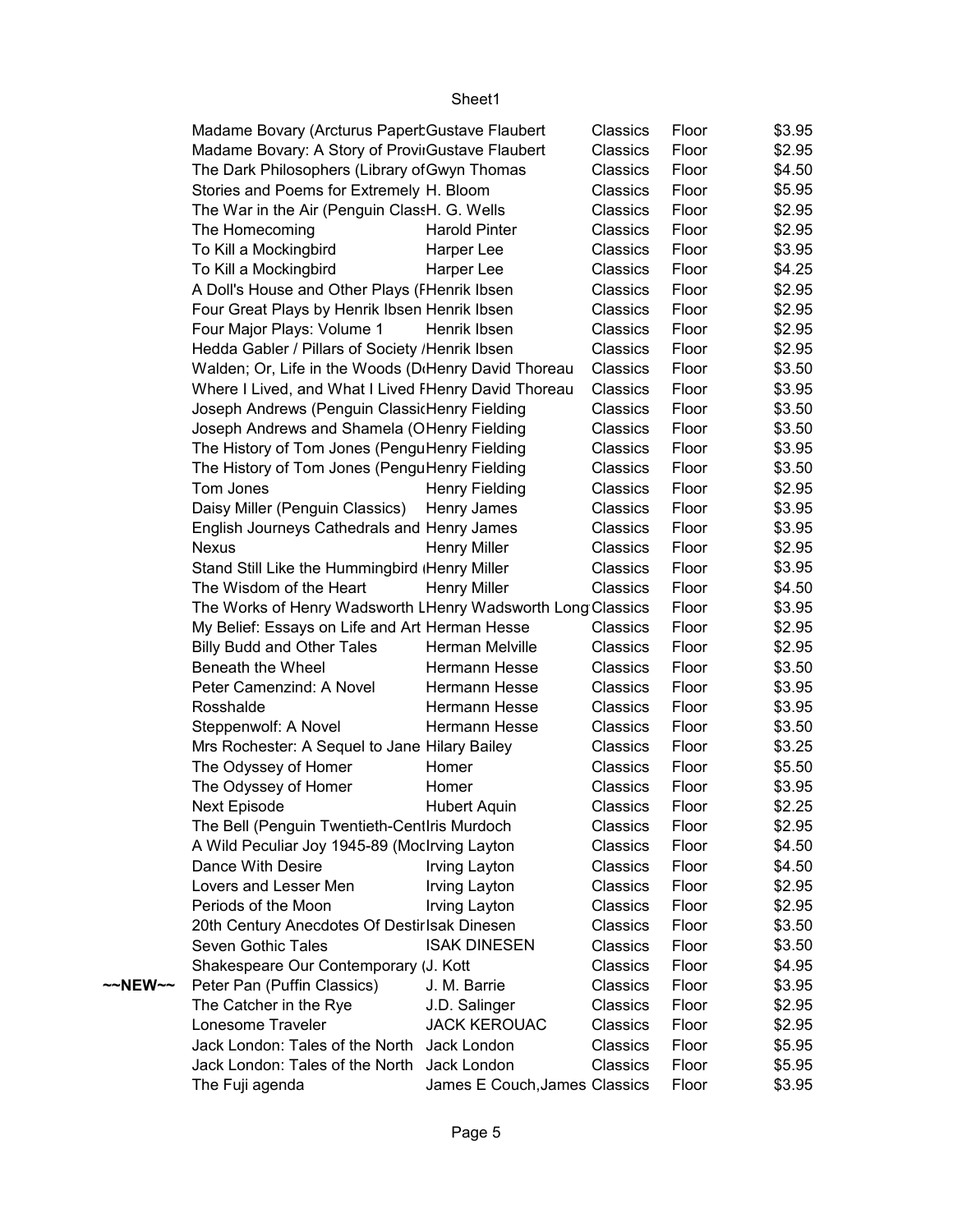| | | | | | |
|---|---|---|---|---|---|
| | Madame Bovary (Arcturus PaperbGustave Flaubert | | Classics | Floor | $3.95 |
| | Madame Bovary: A Story of ProviıGustave Flaubert | | Classics | Floor | $2.95 |
| | The Dark Philosophers (Library ofGwyn Thomas | | Classics | Floor | $4.50 |
| | Stories and Poems for Extremely H. Bloom | | Classics | Floor | $5.95 |
| | The War in the Air (Penguin ClassH. G. Wells | | Classics | Floor | $2.95 |
| | The Homecoming | Harold Pinter | Classics | Floor | $2.95 |
| | To Kill a Mockingbird | Harper Lee | Classics | Floor | $3.95 |
| | To Kill a Mockingbird | Harper Lee | Classics | Floor | $4.25 |
| | A Doll's House and Other Plays (FHenrik Ibsen | | Classics | Floor | $2.95 |
| | Four Great Plays by Henrik Ibsen Henrik Ibsen | | Classics | Floor | $2.95 |
| | Four Major Plays: Volume 1 | Henrik Ibsen | Classics | Floor | $2.95 |
| | Hedda Gabler / Pillars of Society /Henrik Ibsen | | Classics | Floor | $2.95 |
| | Walden; Or, Life in the Woods (DHenry David Thoreau | | Classics | Floor | $3.50 |
| | Where I Lived, and What I Lived FHenry David Thoreau | | Classics | Floor | $3.95 |
| | Joseph Andrews (Penguin ClassicHenry Fielding | | Classics | Floor | $3.50 |
| | Joseph Andrews and Shamela (OHenry Fielding | | Classics | Floor | $3.50 |
| | The History of Tom Jones (PenguHenry Fielding | | Classics | Floor | $3.95 |
| | The History of Tom Jones (PenguHenry Fielding | | Classics | Floor | $3.50 |
| | Tom Jones | Henry Fielding | Classics | Floor | $2.95 |
| | Daisy Miller (Penguin Classics) | Henry James | Classics | Floor | $3.95 |
| | English Journeys Cathedrals and Henry James | | Classics | Floor | $3.95 |
| | Nexus | Henry Miller | Classics | Floor | $2.95 |
| | Stand Still Like the Hummingbird (Henry Miller | | Classics | Floor | $3.95 |
| | The Wisdom of the Heart | Henry Miller | Classics | Floor | $4.50 |
| | The Works of Henry Wadsworth LHenry Wadsworth Long | | Classics | Floor | $3.95 |
| | My Belief: Essays on Life and Art Herman Hesse | | Classics | Floor | $2.95 |
| | Billy Budd and Other Tales | Herman Melville | Classics | Floor | $2.95 |
| | Beneath the Wheel | Hermann Hesse | Classics | Floor | $3.50 |
| | Peter Camenzind: A Novel | Hermann Hesse | Classics | Floor | $3.95 |
| | Rosshalde | Hermann Hesse | Classics | Floor | $3.95 |
| | Steppenwolf: A Novel | Hermann Hesse | Classics | Floor | $3.50 |
| | Mrs Rochester: A Sequel to Jane Hilary Bailey | | Classics | Floor | $3.25 |
| | The Odyssey of Homer | Homer | Classics | Floor | $5.50 |
| | The Odyssey of Homer | Homer | Classics | Floor | $3.95 |
| | Next Episode | Hubert Aquin | Classics | Floor | $2.25 |
| | The Bell (Penguin Twentieth-CentIris Murdoch | | Classics | Floor | $2.95 |
| | A Wild Peculiar Joy 1945-89 (MocIrving Layton | | Classics | Floor | $4.50 |
| | Dance With Desire | Irving Layton | Classics | Floor | $4.50 |
| | Lovers and Lesser Men | Irving Layton | Classics | Floor | $2.95 |
| | Periods of the Moon | Irving Layton | Classics | Floor | $2.95 |
| | 20th Century Anecdotes Of DestirIsak Dinesen | | Classics | Floor | $3.50 |
| | Seven Gothic Tales | ISAK DINESEN | Classics | Floor | $3.50 |
| | Shakespeare Our Contemporary (J. Kott | | Classics | Floor | $4.95 |
| ~~NEW~~ | Peter Pan (Puffin Classics) | J. M. Barrie | Classics | Floor | $3.95 |
| | The Catcher in the Rye | J.D. Salinger | Classics | Floor | $2.95 |
| | Lonesome Traveler | JACK KEROUAC | Classics | Floor | $2.95 |
| | Jack London: Tales of the North | Jack London | Classics | Floor | $5.95 |
| | Jack London: Tales of the North | Jack London | Classics | Floor | $5.95 |
| | The Fuji agenda | James E Couch,James | Classics | Floor | $3.95 |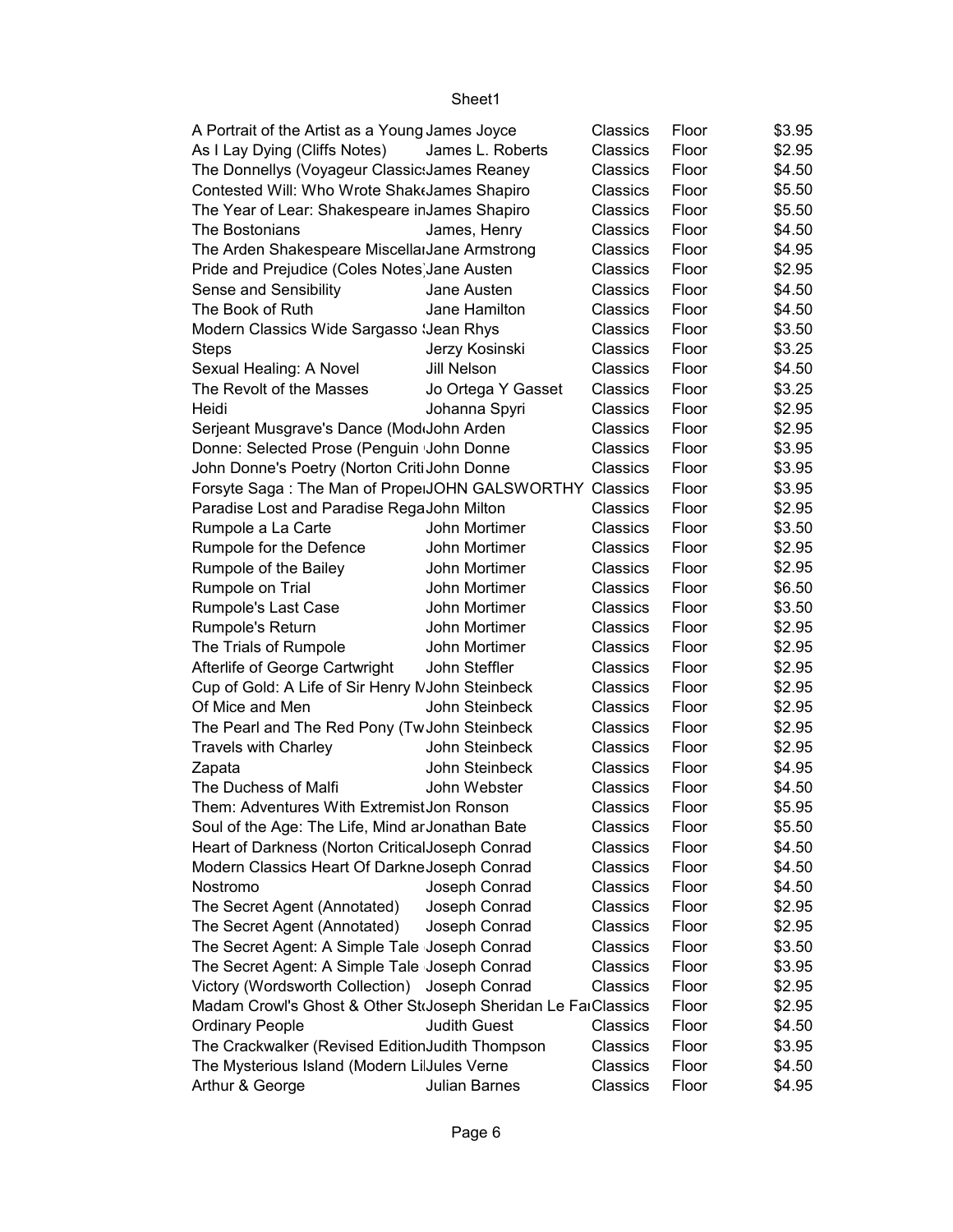Sheet1

| | | | | |
|---|---|---|---|---|
| A Portrait of the Artist as a Young | James Joyce | Classics | Floor | $3.95 |
| As I Lay Dying (Cliffs Notes) | James L. Roberts | Classics | Floor | $2.95 |
| The Donnellys (Voyageur Classics | James Reaney | Classics | Floor | $4.50 |
| Contested Will: Who Wrote Shake | James Shapiro | Classics | Floor | $5.50 |
| The Year of Lear: Shakespeare in | James Shapiro | Classics | Floor | $5.50 |
| The Bostonians | James, Henry | Classics | Floor | $4.50 |
| The Arden Shakespeare Miscellar | Jane Armstrong | Classics | Floor | $4.95 |
| Pride and Prejudice (Coles Notes) | Jane Austen | Classics | Floor | $2.95 |
| Sense and Sensibility | Jane Austen | Classics | Floor | $4.50 |
| The Book of Ruth | Jane Hamilton | Classics | Floor | $4.50 |
| Modern Classics Wide Sargasso S | Jean Rhys | Classics | Floor | $3.50 |
| Steps | Jerzy Kosinski | Classics | Floor | $3.25 |
| Sexual Healing: A Novel | Jill Nelson | Classics | Floor | $4.50 |
| The Revolt of the Masses | Jo Ortega Y Gasset | Classics | Floor | $3.25 |
| Heidi | Johanna Spyri | Classics | Floor | $2.95 |
| Serjeant Musgrave's Dance (Mod | John Arden | Classics | Floor | $2.95 |
| Donne: Selected Prose (Penguin | John Donne | Classics | Floor | $3.95 |
| John Donne's Poetry (Norton Criti | John Donne | Classics | Floor | $3.95 |
| Forsyte Saga : The Man of Prope | JOHN GALSWORTHY | Classics | Floor | $3.95 |
| Paradise Lost and Paradise Rega | John Milton | Classics | Floor | $2.95 |
| Rumpole a La Carte | John Mortimer | Classics | Floor | $3.50 |
| Rumpole for the Defence | John Mortimer | Classics | Floor | $2.95 |
| Rumpole of the Bailey | John Mortimer | Classics | Floor | $2.95 |
| Rumpole on Trial | John Mortimer | Classics | Floor | $6.50 |
| Rumpole's Last Case | John Mortimer | Classics | Floor | $3.50 |
| Rumpole's Return | John Mortimer | Classics | Floor | $2.95 |
| The Trials of Rumpole | John Mortimer | Classics | Floor | $2.95 |
| Afterlife of George Cartwright | John Steffler | Classics | Floor | $2.95 |
| Cup of Gold: A Life of Sir Henry M | John Steinbeck | Classics | Floor | $2.95 |
| Of Mice and Men | John Steinbeck | Classics | Floor | $2.95 |
| The Pearl and The Red Pony (Tw | John Steinbeck | Classics | Floor | $2.95 |
| Travels with Charley | John Steinbeck | Classics | Floor | $2.95 |
| Zapata | John Steinbeck | Classics | Floor | $4.95 |
| The Duchess of Malfi | John Webster | Classics | Floor | $4.50 |
| Them: Adventures With Extremist | Jon Ronson | Classics | Floor | $5.95 |
| Soul of the Age: The Life, Mind ar | Jonathan Bate | Classics | Floor | $5.50 |
| Heart of Darkness (Norton Critical | Joseph Conrad | Classics | Floor | $4.50 |
| Modern Classics Heart Of Darkne | Joseph Conrad | Classics | Floor | $4.50 |
| Nostromo | Joseph Conrad | Classics | Floor | $4.50 |
| The Secret Agent (Annotated) | Joseph Conrad | Classics | Floor | $2.95 |
| The Secret Agent (Annotated) | Joseph Conrad | Classics | Floor | $2.95 |
| The Secret Agent: A Simple Tale | Joseph Conrad | Classics | Floor | $3.50 |
| The Secret Agent: A Simple Tale | Joseph Conrad | Classics | Floor | $3.95 |
| Victory (Wordsworth Collection) | Joseph Conrad | Classics | Floor | $2.95 |
| Madam Crowl's Ghost & Other St | Joseph Sheridan Le Fa | Classics | Floor | $2.95 |
| Ordinary People | Judith Guest | Classics | Floor | $4.50 |
| The Crackwalker (Revised Edition | Judith Thompson | Classics | Floor | $3.95 |
| The Mysterious Island (Modern Li | Jules Verne | Classics | Floor | $4.50 |
| Arthur & George | Julian Barnes | Classics | Floor | $4.95 |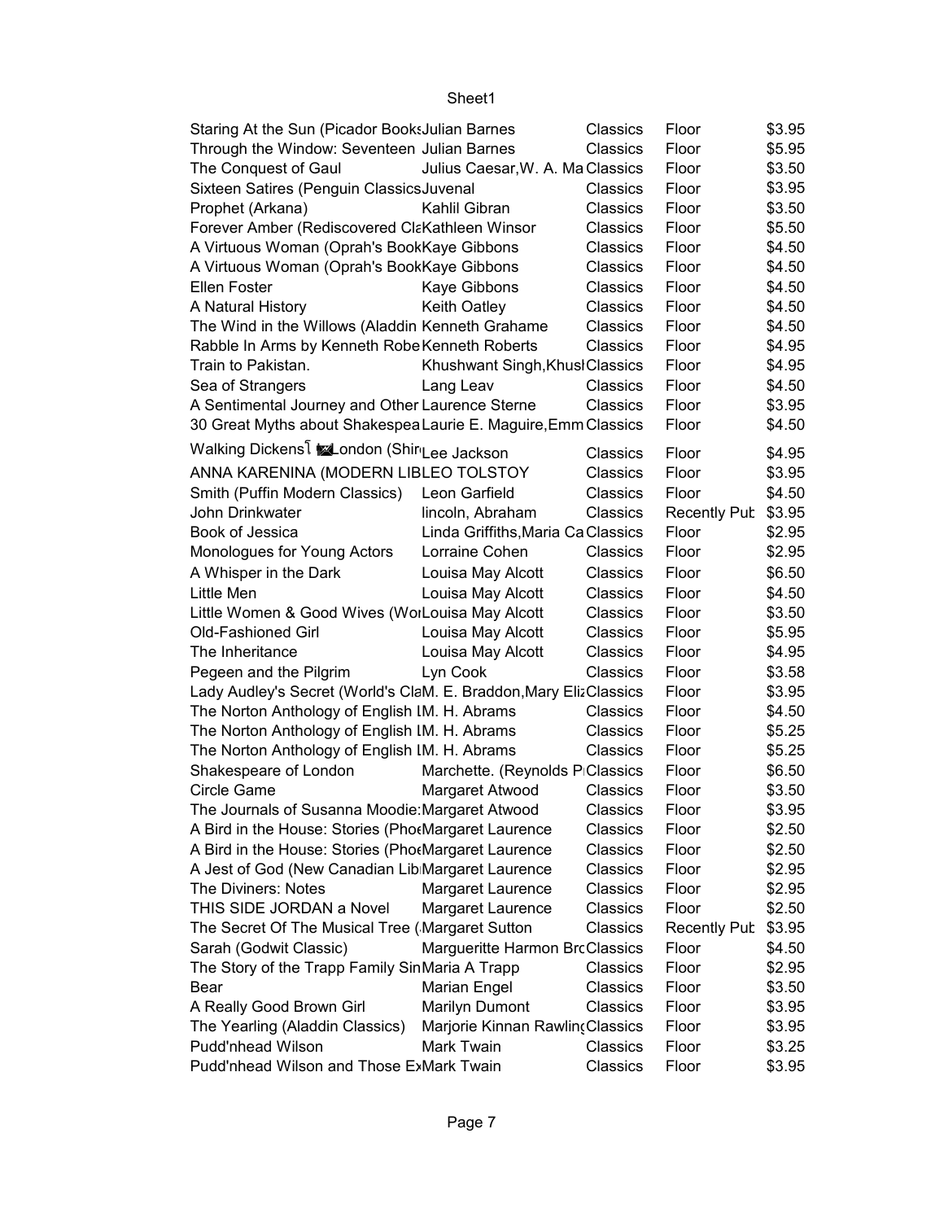| | | | | |
|---|---|---|---|---|
| Staring At the Sun (Picador Books | Julian Barnes | Classics | Floor | $3.95 |
| Through the Window: Seventeen | Julian Barnes | Classics | Floor | $5.95 |
| The Conquest of Gaul | Julius Caesar,W. A. Ma | Classics | Floor | $3.50 |
| Sixteen Satires (Penguin Classics | Juvenal | Classics | Floor | $3.95 |
| Prophet (Arkana) | Kahlil Gibran | Classics | Floor | $3.50 |
| Forever Amber (Rediscovered Cla | Kathleen Winsor | Classics | Floor | $5.50 |
| A Virtuous Woman (Oprah's Book | Kaye Gibbons | Classics | Floor | $4.50 |
| A Virtuous Woman (Oprah's Book | Kaye Gibbons | Classics | Floor | $4.50 |
| Ellen Foster | Kaye Gibbons | Classics | Floor | $4.50 |
| A Natural History | Keith Oatley | Classics | Floor | $4.50 |
| The Wind in the Willows (Aladdin | Kenneth Grahame | Classics | Floor | $4.50 |
| Rabble In Arms by Kenneth Robe | Kenneth Roberts | Classics | Floor | $4.95 |
| Train to Pakistan. | Khushwant Singh,Khus | Classics | Floor | $4.95 |
| Sea of Strangers | Lang Leav | Classics | Floor | $4.50 |
| A Sentimental Journey and Other | Laurence Sterne | Classics | Floor | $3.95 |
| 30 Great Myths about Shakespea | Laurie E. Maguire,Emm | Classics | Floor | $4.50 |
| Walking Dickens London (Shir | Lee Jackson | Classics | Floor | $4.95 |
| ANNA KARENINA (MODERN LIB | LEO TOLSTOY | Classics | Floor | $3.95 |
| Smith (Puffin Modern Classics) | Leon Garfield | Classics | Floor | $4.50 |
| John Drinkwater | lincoln, Abraham | Classics | Recently Pub | $3.95 |
| Book of Jessica | Linda Griffiths,Maria Ca | Classics | Floor | $2.95 |
| Monologues for Young Actors | Lorraine Cohen | Classics | Floor | $2.95 |
| A Whisper in the Dark | Louisa May Alcott | Classics | Floor | $6.50 |
| Little Men | Louisa May Alcott | Classics | Floor | $4.50 |
| Little Women & Good Wives (Wo | Louisa May Alcott | Classics | Floor | $3.50 |
| Old-Fashioned Girl | Louisa May Alcott | Classics | Floor | $5.95 |
| The Inheritance | Louisa May Alcott | Classics | Floor | $4.95 |
| Pegeen and the Pilgrim | Lyn Cook | Classics | Floor | $3.58 |
| Lady Audley's Secret (World's Cla | M. E. Braddon,Mary Eliz | Classics | Floor | $3.95 |
| The Norton Anthology of English | M. H. Abrams | Classics | Floor | $4.50 |
| The Norton Anthology of English | M. H. Abrams | Classics | Floor | $5.25 |
| The Norton Anthology of English | M. H. Abrams | Classics | Floor | $5.25 |
| Shakespeare of London | Marchette. (Reynolds P | Classics | Floor | $6.50 |
| Circle Game | Margaret Atwood | Classics | Floor | $3.50 |
| The Journals of Susanna Moodie: | Margaret Atwood | Classics | Floor | $3.95 |
| A Bird in the House: Stories (Pho | Margaret Laurence | Classics | Floor | $2.50 |
| A Bird in the House: Stories (Pho | Margaret Laurence | Classics | Floor | $2.50 |
| A Jest of God (New Canadian Lib | Margaret Laurence | Classics | Floor | $2.95 |
| The Diviners: Notes | Margaret Laurence | Classics | Floor | $2.95 |
| THIS SIDE JORDAN a Novel | Margaret Laurence | Classics | Floor | $2.50 |
| The Secret Of The Musical Tree ( | Margaret Sutton | Classics | Recently Pub | $3.95 |
| Sarah (Godwit Classic) | Margueritte Harmon Bro | Classics | Floor | $4.50 |
| The Story of the Trapp Family Sin | Maria A Trapp | Classics | Floor | $2.95 |
| Bear | Marian Engel | Classics | Floor | $3.50 |
| A Really Good Brown Girl | Marilyn Dumont | Classics | Floor | $3.95 |
| The Yearling (Aladdin Classics) | Marjorie Kinnan Rawling | Classics | Floor | $3.95 |
| Pudd'nhead Wilson | Mark Twain | Classics | Floor | $3.25 |
| Pudd'nhead Wilson and Those Ex | Mark Twain | Classics | Floor | $3.95 |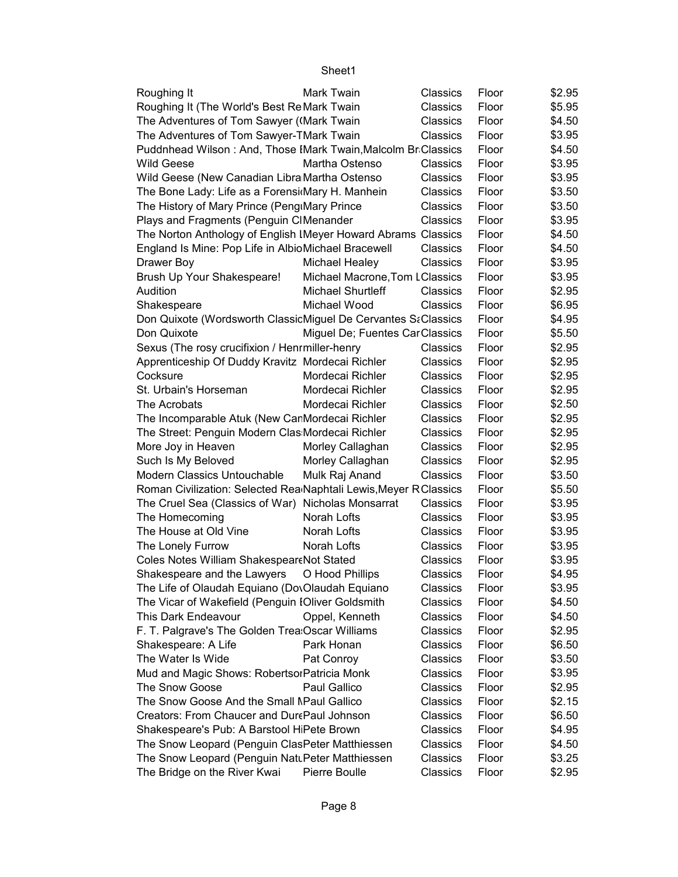| | | | | |
|---|---|---|---|---|
| Roughing It | Mark Twain | Classics | Floor | $2.95 |
| Roughing It (The World's Best Re | Mark Twain | Classics | Floor | $5.95 |
| The Adventures of Tom Sawyer ( | Mark Twain | Classics | Floor | $4.50 |
| The Adventures of Tom Sawyer-T | Mark Twain | Classics | Floor | $3.95 |
| Puddnhead Wilson : And, Those I | Mark Twain,Malcolm Br | Classics | Floor | $4.50 |
| Wild Geese | Martha Ostenso | Classics | Floor | $3.95 |
| Wild Geese (New Canadian Libra | Martha Ostenso | Classics | Floor | $3.95 |
| The Bone Lady: Life as a Forensi | Mary H. Manhein | Classics | Floor | $3.50 |
| The History of Mary Prince (Peng | Mary Prince | Classics | Floor | $3.50 |
| Plays and Fragments (Penguin Cl | Menander | Classics | Floor | $3.95 |
| The Norton Anthology of English I | Meyer Howard Abrams | Classics | Floor | $4.50 |
| England Is Mine: Pop Life in Albio | Michael Bracewell | Classics | Floor | $4.50 |
| Drawer Boy | Michael Healey | Classics | Floor | $3.95 |
| Brush Up Your Shakespeare! | Michael Macrone,Tom L | Classics | Floor | $3.95 |
| Audition | Michael Shurtleff | Classics | Floor | $2.95 |
| Shakespeare | Michael Wood | Classics | Floor | $6.95 |
| Don Quixote (Wordsworth Classic | Miguel De Cervantes Sa | Classics | Floor | $4.95 |
| Don Quixote | Miguel De; Fuentes Car | Classics | Floor | $5.50 |
| Sexus (The rosy crucifixion / Henr | miller-henry | Classics | Floor | $2.95 |
| Apprenticeship Of Duddy Kravitz | Mordecai Richler | Classics | Floor | $2.95 |
| Cocksure | Mordecai Richler | Classics | Floor | $2.95 |
| St. Urbain's Horseman | Mordecai Richler | Classics | Floor | $2.95 |
| The Acrobats | Mordecai Richler | Classics | Floor | $2.50 |
| The Incomparable Atuk (New Can | Mordecai Richler | Classics | Floor | $2.95 |
| The Street: Penguin Modern Clas | Mordecai Richler | Classics | Floor | $2.95 |
| More Joy in Heaven | Morley Callaghan | Classics | Floor | $2.95 |
| Such Is My Beloved | Morley Callaghan | Classics | Floor | $2.95 |
| Modern Classics Untouchable | Mulk Raj Anand | Classics | Floor | $3.50 |
| Roman Civilization: Selected Rea | Naphtali Lewis,Meyer R | Classics | Floor | $5.50 |
| The Cruel Sea (Classics of War) | Nicholas Monsarrat | Classics | Floor | $3.95 |
| The Homecoming | Norah Lofts | Classics | Floor | $3.95 |
| The House at Old Vine | Norah Lofts | Classics | Floor | $3.95 |
| The Lonely Furrow | Norah Lofts | Classics | Floor | $3.95 |
| Coles Notes William Shakespeare | Not Stated | Classics | Floor | $3.95 |
| Shakespeare and the Lawyers | O Hood Phillips | Classics | Floor | $4.95 |
| The Life of Olaudah Equiano (Do | Olaudah Equiano | Classics | Floor | $3.95 |
| The Vicar of Wakefield (Penguin E | Oliver Goldsmith | Classics | Floor | $4.50 |
| This Dark Endeavour | Oppel, Kenneth | Classics | Floor | $4.50 |
| F. T. Palgrave's The Golden Trea | Oscar Williams | Classics | Floor | $2.95 |
| Shakespeare: A Life | Park Honan | Classics | Floor | $6.50 |
| The Water Is Wide | Pat Conroy | Classics | Floor | $3.50 |
| Mud and Magic Shows: Robertson | Patricia Monk | Classics | Floor | $3.95 |
| The Snow Goose | Paul Gallico | Classics | Floor | $2.95 |
| The Snow Goose And the Small M | Paul Gallico | Classics | Floor | $2.15 |
| Creators: From Chaucer and Dure | Paul Johnson | Classics | Floor | $6.50 |
| Shakespeare's Pub: A Barstool Hi | Pete Brown | Classics | Floor | $4.95 |
| The Snow Leopard (Penguin Clas | Peter Matthiessen | Classics | Floor | $4.50 |
| The Snow Leopard (Penguin Natu | Peter Matthiessen | Classics | Floor | $3.25 |
| The Bridge on the River Kwai | Pierre Boulle | Classics | Floor | $2.95 |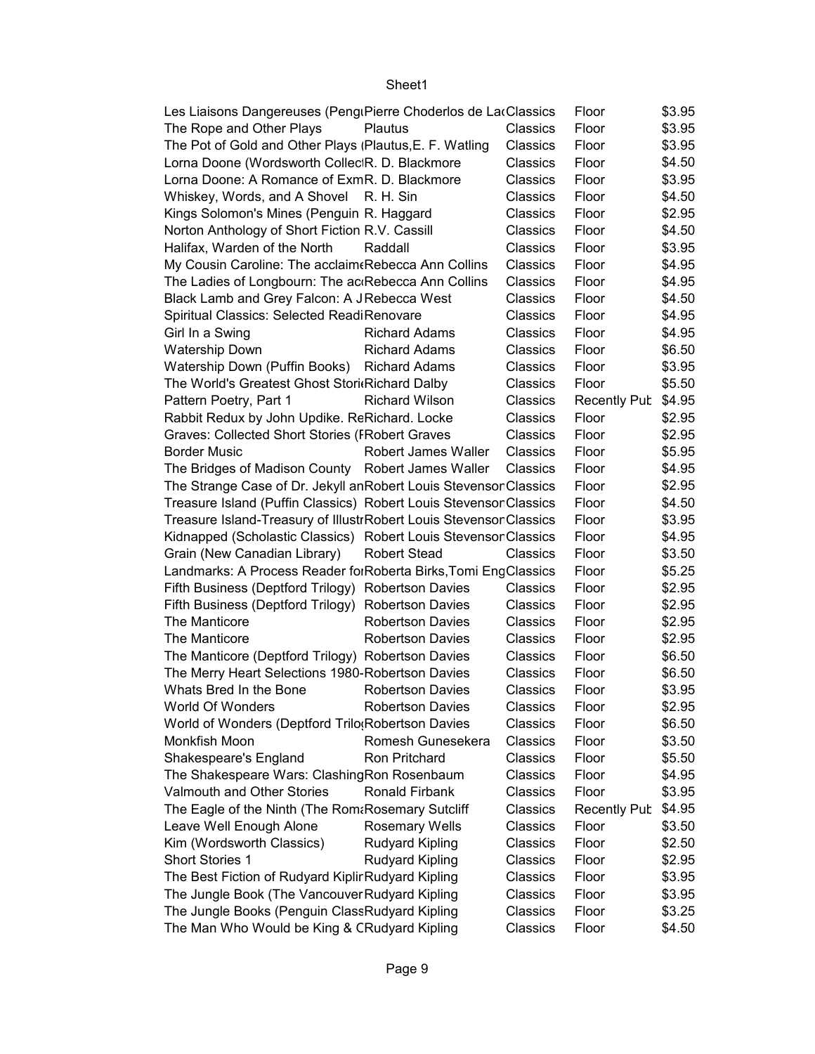| | | | | |
|---|---|---|---|---|
| Les Liaisons Dangereuses (Pengu | Pierre Choderlos de La | Classics | Floor | $3.95 |
| The Rope and Other Plays | Plautus | Classics | Floor | $3.95 |
| The Pot of Gold and Other Plays ( | Plautus,E. F. Watling | Classics | Floor | $3.95 |
| Lorna Doone (Wordsworth Collect | R. D. Blackmore | Classics | Floor | $4.50 |
| Lorna Doone: A Romance of Exm | R. D. Blackmore | Classics | Floor | $3.95 |
| Whiskey, Words, and A Shovel | R. H. Sin | Classics | Floor | $4.50 |
| Kings Solomon's Mines (Penguin | R. Haggard | Classics | Floor | $2.95 |
| Norton Anthology of Short Fiction | R.V. Cassill | Classics | Floor | $4.50 |
| Halifax, Warden of the North | Raddall | Classics | Floor | $3.95 |
| My Cousin Caroline: The acclaime | Rebecca Ann Collins | Classics | Floor | $4.95 |
| The Ladies of Longbourn: The acc | Rebecca Ann Collins | Classics | Floor | $4.95 |
| Black Lamb and Grey Falcon: A J | Rebecca West | Classics | Floor | $4.50 |
| Spiritual Classics: Selected Readi | Renovare | Classics | Floor | $4.95 |
| Girl In a Swing | Richard Adams | Classics | Floor | $4.95 |
| Watership Down | Richard Adams | Classics | Floor | $6.50 |
| Watership Down (Puffin Books) | Richard Adams | Classics | Floor | $3.95 |
| The World's Greatest Ghost Stori | Richard Dalby | Classics | Floor | $5.50 |
| Pattern Poetry, Part 1 | Richard Wilson | Classics | Recently Pub | $4.95 |
| Rabbit Redux by John Updike. Re | Richard. Locke | Classics | Floor | $2.95 |
| Graves: Collected Short Stories (F | Robert Graves | Classics | Floor | $2.95 |
| Border Music | Robert James Waller | Classics | Floor | $5.95 |
| The Bridges of Madison County | Robert James Waller | Classics | Floor | $4.95 |
| The Strange Case of Dr. Jekyll an | Robert Louis Stevenson | Classics | Floor | $2.95 |
| Treasure Island (Puffin Classics) | Robert Louis Stevenson | Classics | Floor | $4.50 |
| Treasure Island-Treasury of Illustr | Robert Louis Stevenson | Classics | Floor | $3.95 |
| Kidnapped (Scholastic Classics) | Robert Louis Stevenson | Classics | Floor | $4.95 |
| Grain (New Canadian Library) | Robert Stead | Classics | Floor | $3.50 |
| Landmarks: A Process Reader for | Roberta Birks,Tomi Eng | Classics | Floor | $5.25 |
| Fifth Business (Deptford Trilogy) | Robertson Davies | Classics | Floor | $2.95 |
| Fifth Business (Deptford Trilogy) | Robertson Davies | Classics | Floor | $2.95 |
| The Manticore | Robertson Davies | Classics | Floor | $2.95 |
| The Manticore | Robertson Davies | Classics | Floor | $2.95 |
| The Manticore (Deptford Trilogy) | Robertson Davies | Classics | Floor | $6.50 |
| The Merry Heart Selections 1980- | Robertson Davies | Classics | Floor | $6.50 |
| Whats Bred In the Bone | Robertson Davies | Classics | Floor | $3.95 |
| World Of Wonders | Robertson Davies | Classics | Floor | $2.95 |
| World of Wonders (Deptford Trilo | Robertson Davies | Classics | Floor | $6.50 |
| Monkfish Moon | Romesh Gunesekera | Classics | Floor | $3.50 |
| Shakespeare's England | Ron Pritchard | Classics | Floor | $5.50 |
| The Shakespeare Wars: Clashing | Ron Rosenbaum | Classics | Floor | $4.95 |
| Valmouth and Other Stories | Ronald Firbank | Classics | Floor | $3.95 |
| The Eagle of the Ninth (The Roma | Rosemary Sutcliff | Classics | Recently Pub | $4.95 |
| Leave Well Enough Alone | Rosemary Wells | Classics | Floor | $3.50 |
| Kim (Wordsworth Classics) | Rudyard Kipling | Classics | Floor | $2.50 |
| Short Stories 1 | Rudyard Kipling | Classics | Floor | $2.95 |
| The Best Fiction of Rudyard Kiplin | Rudyard Kipling | Classics | Floor | $3.95 |
| The Jungle Book (The Vancouver | Rudyard Kipling | Classics | Floor | $3.95 |
| The Jungle Books (Penguin Class | Rudyard Kipling | Classics | Floor | $3.25 |
| The Man Who Would be King & C | Rudyard Kipling | Classics | Floor | $4.50 |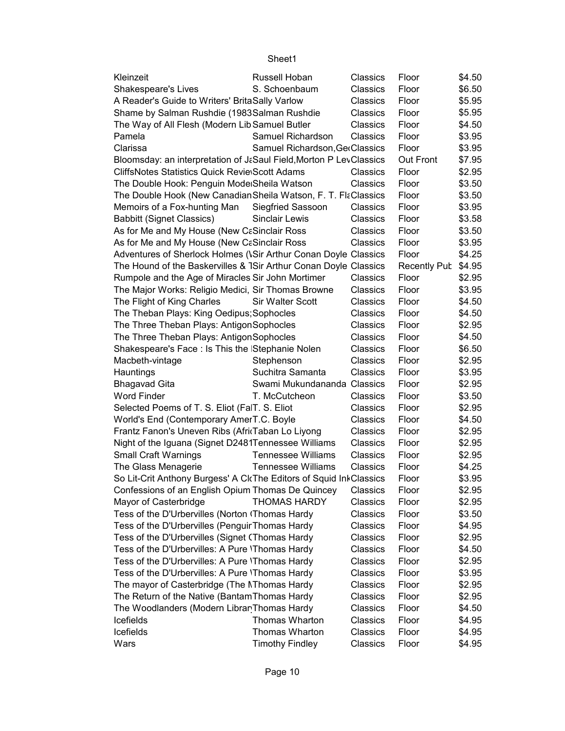| Kleinzeit | Russell Hoban | Classics | Floor | $4.50 |
|---|---|---|---|---|
| Shakespeare's Lives | S. Schoenbaum | Classics | Floor | $6.50 |
| A Reader's Guide to Writers' Brita | Sally Varlow | Classics | Floor | $5.95 |
| Shame by Salman Rushdie (1983 | Salman Rushdie | Classics | Floor | $5.95 |
| The Way of All Flesh (Modern Lib | Samuel Butler | Classics | Floor | $4.50 |
| Pamela | Samuel Richardson | Classics | Floor | $3.95 |
| Clarissa | Samuel Richardson,Ge | Classics | Floor | $3.95 |
| Bloomsday: an interpretation of Ja | Saul Field,Morton P Lev | Classics | Out Front | $7.95 |
| CliffsNotes Statistics Quick Revie | Scott Adams | Classics | Floor | $2.95 |
| The Double Hook: Penguin Mode | Sheila Watson | Classics | Floor | $3.50 |
| The Double Hook (New Canadian | Sheila Watson, F. T. Fla | Classics | Floor | $3.50 |
| Memoirs of a Fox-hunting Man | Siegfried Sassoon | Classics | Floor | $3.95 |
| Babbitt (Signet Classics) | Sinclair Lewis | Classics | Floor | $3.58 |
| As for Me and My House (New Ca | Sinclair Ross | Classics | Floor | $3.50 |
| As for Me and My House (New Ca | Sinclair Ross | Classics | Floor | $3.95 |
| Adventures of Sherlock Holmes (\ | Sir Arthur Conan Doyle | Classics | Floor | $4.25 |
| The Hound of the Baskervilles & T | Sir Arthur Conan Doyle | Classics | Recently Pub | $4.95 |
| Rumpole and the Age of Miracles | Sir John Mortimer | Classics | Floor | $2.95 |
| The Major Works: Religio Medici, | Sir Thomas Browne | Classics | Floor | $3.95 |
| The Flight of King Charles | Sir Walter Scott | Classics | Floor | $4.50 |
| The Theban Plays: King Oedipus; | Sophocles | Classics | Floor | $4.50 |
| The Three Theban Plays: Antigon | Sophocles | Classics | Floor | $2.95 |
| The Three Theban Plays: Antigon | Sophocles | Classics | Floor | $4.50 |
| Shakespeare's Face : Is This the | Stephanie Nolen | Classics | Floor | $6.50 |
| Macbeth-vintage | Stephenson | Classics | Floor | $2.95 |
| Hauntings | Suchitra Samanta | Classics | Floor | $3.95 |
| Bhagavad Gita | Swami Mukundananda | Classics | Floor | $2.95 |
| Word Finder | T. McCutcheon | Classics | Floor | $3.50 |
| Selected Poems of T. S. Eliot (Fa | T. S. Eliot | Classics | Floor | $2.95 |
| World's End (Contemporary Amer | T.C. Boyle | Classics | Floor | $4.50 |
| Frantz Fanon's Uneven Ribs (Afri | Taban Lo Liyong | Classics | Floor | $2.95 |
| Night of the Iguana (Signet D2481 | Tennessee Williams | Classics | Floor | $2.95 |
| Small Craft Warnings | Tennessee Williams | Classics | Floor | $2.95 |
| The Glass Menagerie | Tennessee Williams | Classics | Floor | $4.25 |
| So Lit-Crit Anthony Burgess' A Cl | The Editors of Squid Ink | Classics | Floor | $3.95 |
| Confessions of an English Opium | Thomas De Quincey | Classics | Floor | $2.95 |
| Mayor of Casterbridge | THOMAS HARDY | Classics | Floor | $2.95 |
| Tess of the D'Urbervilles (Norton ( | Thomas Hardy | Classics | Floor | $3.50 |
| Tess of the D'Urbervilles (Penguin | Thomas Hardy | Classics | Floor | $4.95 |
| Tess of the D'Urbervilles (Signet ( | Thomas Hardy | Classics | Floor | $2.95 |
| Tess of the D'Urbervilles: A Pure \ | Thomas Hardy | Classics | Floor | $4.50 |
| Tess of the D'Urbervilles: A Pure \ | Thomas Hardy | Classics | Floor | $2.95 |
| Tess of the D'Urbervilles: A Pure \ | Thomas Hardy | Classics | Floor | $3.95 |
| The mayor of Casterbridge (The M | Thomas Hardy | Classics | Floor | $2.95 |
| The Return of the Native (Bantam | Thomas Hardy | Classics | Floor | $2.95 |
| The Woodlanders (Modern Librar | Thomas Hardy | Classics | Floor | $4.50 |
| Icefields | Thomas Wharton | Classics | Floor | $4.95 |
| Icefields | Thomas Wharton | Classics | Floor | $4.95 |
| Wars | Timothy Findley | Classics | Floor | $4.95 |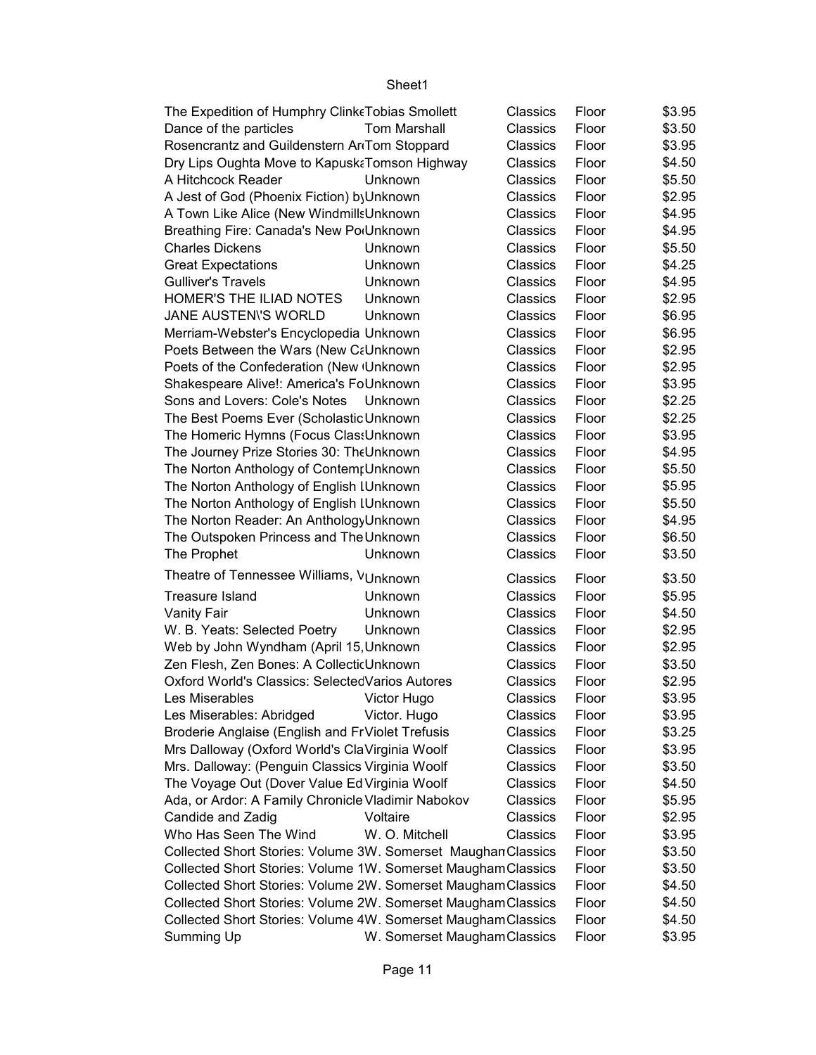| | | | | |
|---|---|---|---|---|
| The Expedition of Humphry Clinke | Tobias Smollett | Classics | Floor | $3.95 |
| Dance of the particles | Tom Marshall | Classics | Floor | $3.50 |
| Rosencrantz and Guildenstern Ar | Tom Stoppard | Classics | Floor | $3.95 |
| Dry Lips Oughta Move to Kapuska | Tomson Highway | Classics | Floor | $4.50 |
| A Hitchcock Reader | Unknown | Classics | Floor | $5.50 |
| A Jest of God (Phoenix Fiction) by | Unknown | Classics | Floor | $2.95 |
| A Town Like Alice (New Windmills | Unknown | Classics | Floor | $4.95 |
| Breathing Fire: Canada's New Po | Unknown | Classics | Floor | $4.95 |
| Charles Dickens | Unknown | Classics | Floor | $5.50 |
| Great Expectations | Unknown | Classics | Floor | $4.25 |
| Gulliver's Travels | Unknown | Classics | Floor | $4.95 |
| HOMER'S THE ILIAD NOTES | Unknown | Classics | Floor | $2.95 |
| JANE AUSTEN\'S WORLD | Unknown | Classics | Floor | $6.95 |
| Merriam-Webster's Encyclopedia | Unknown | Classics | Floor | $6.95 |
| Poets Between the Wars (New Ca | Unknown | Classics | Floor | $2.95 |
| Poets of the Confederation (New | Unknown | Classics | Floor | $2.95 |
| Shakespeare Alive!: America's Fo | Unknown | Classics | Floor | $3.95 |
| Sons and Lovers: Cole's Notes | Unknown | Classics | Floor | $2.25 |
| The Best Poems Ever (Scholastic | Unknown | Classics | Floor | $2.25 |
| The Homeric Hymns (Focus Class | Unknown | Classics | Floor | $3.95 |
| The Journey Prize Stories 30: The | Unknown | Classics | Floor | $4.95 |
| The Norton Anthology of Contemp | Unknown | Classics | Floor | $5.50 |
| The Norton Anthology of English I | Unknown | Classics | Floor | $5.95 |
| The Norton Anthology of English I | Unknown | Classics | Floor | $5.50 |
| The Norton Reader: An Anthology | Unknown | Classics | Floor | $4.95 |
| The Outspoken Princess and The | Unknown | Classics | Floor | $6.50 |
| The Prophet | Unknown | Classics | Floor | $3.50 |
| Theatre of Tennessee Williams, V | Unknown | Classics | Floor | $3.50 |
| Treasure Island | Unknown | Classics | Floor | $5.95 |
| Vanity Fair | Unknown | Classics | Floor | $4.50 |
| W. B. Yeats: Selected Poetry | Unknown | Classics | Floor | $2.95 |
| Web by John Wyndham (April 15, | Unknown | Classics | Floor | $2.95 |
| Zen Flesh, Zen Bones: A Collectio | Unknown | Classics | Floor | $3.50 |
| Oxford World's Classics: Selected | Varios Autores | Classics | Floor | $2.95 |
| Les Miserables | Victor Hugo | Classics | Floor | $3.95 |
| Les Miserables: Abridged | Victor. Hugo | Classics | Floor | $3.95 |
| Broderie Anglaise (English and Fr | Violet Trefusis | Classics | Floor | $3.25 |
| Mrs Dalloway (Oxford World's Cla | Virginia Woolf | Classics | Floor | $3.95 |
| Mrs. Dalloway: (Penguin Classics | Virginia Woolf | Classics | Floor | $3.50 |
| The Voyage Out (Dover Value Ed | Virginia Woolf | Classics | Floor | $4.50 |
| Ada, or Ardor: A Family Chronicle | Vladimir Nabokov | Classics | Floor | $5.95 |
| Candide and Zadig | Voltaire | Classics | Floor | $2.95 |
| Who Has Seen The Wind | W. O. Mitchell | Classics | Floor | $3.95 |
| Collected Short Stories: Volume 3 | W. Somerset Maugham | Classics | Floor | $3.50 |
| Collected Short Stories: Volume 1 | W. Somerset Maugham | Classics | Floor | $3.50 |
| Collected Short Stories: Volume 2 | W. Somerset Maugham | Classics | Floor | $4.50 |
| Collected Short Stories: Volume 2 | W. Somerset Maugham | Classics | Floor | $4.50 |
| Collected Short Stories: Volume 4 | W. Somerset Maugham | Classics | Floor | $4.50 |
| Summing Up | W. Somerset Maugham | Classics | Floor | $3.95 |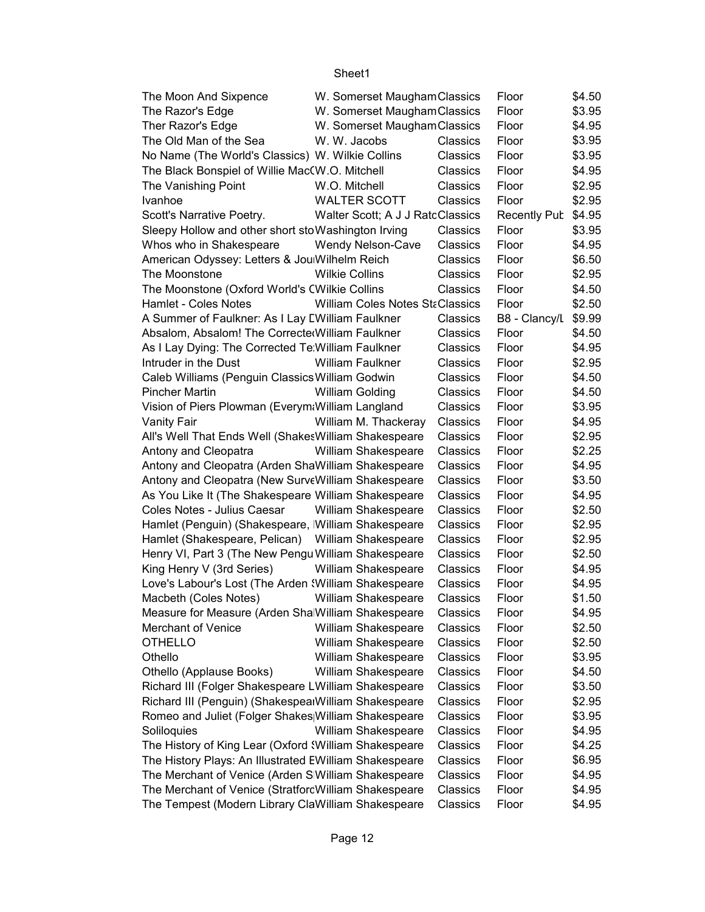Sheet1

| The Moon And Sixpence | W. Somerset Maugham | Classics | Floor | $4.50 |
|---|---|---|---|---|
| The Razor's Edge | W. Somerset Maugham | Classics | Floor | $3.95 |
| Ther Razor's Edge | W. Somerset Maugham | Classics | Floor | $4.95 |
| The Old Man of the Sea | W. W. Jacobs | Classics | Floor | $3.95 |
| No Name (The World's Classics) | W. Wilkie Collins | Classics | Floor | $3.95 |
| The Black Bonspiel of Willie MacC | W.O. Mitchell | Classics | Floor | $4.95 |
| The Vanishing Point | W.O. Mitchell | Classics | Floor | $2.95 |
| Ivanhoe | WALTER SCOTT | Classics | Floor | $2.95 |
| Scott's Narrative Poetry. | Walter Scott; A J J Ratc | Classics | Recently Pub | $4.95 |
| Sleepy Hollow and other short sto | Washington Irving | Classics | Floor | $3.95 |
| Whos who in Shakespeare | Wendy Nelson-Cave | Classics | Floor | $4.95 |
| American Odyssey: Letters & Jou | Wilhelm Reich | Classics | Floor | $6.50 |
| The Moonstone | Wilkie Collins | Classics | Floor | $2.95 |
| The Moonstone (Oxford World's C | Wilkie Collins | Classics | Floor | $4.50 |
| Hamlet - Coles Notes | William Coles Notes Sta | Classics | Floor | $2.50 |
| A Summer of Faulkner: As I Lay D | William Faulkner | Classics | B8 - Clancy/L | $9.99 |
| Absalom, Absalom! The Correcte | William Faulkner | Classics | Floor | $4.50 |
| As I Lay Dying: The Corrected Te | William Faulkner | Classics | Floor | $4.95 |
| Intruder in the Dust | William Faulkner | Classics | Floor | $2.95 |
| Caleb Williams (Penguin Classics | William Godwin | Classics | Floor | $4.50 |
| Pincher Martin | William Golding | Classics | Floor | $4.50 |
| Vision of Piers Plowman (Everyma | William Langland | Classics | Floor | $3.95 |
| Vanity Fair | William M. Thackeray | Classics | Floor | $4.95 |
| All's Well That Ends Well (Shakes | William Shakespeare | Classics | Floor | $2.95 |
| Antony and Cleopatra | William Shakespeare | Classics | Floor | $2.25 |
| Antony and Cleopatra (Arden Sha | William Shakespeare | Classics | Floor | $4.95 |
| Antony and Cleopatra (New Surve | William Shakespeare | Classics | Floor | $3.50 |
| As You Like It (The Shakespeare | William Shakespeare | Classics | Floor | $4.95 |
| Coles Notes - Julius Caesar | William Shakespeare | Classics | Floor | $2.50 |
| Hamlet (Penguin) (Shakespeare, | William Shakespeare | Classics | Floor | $2.95 |
| Hamlet (Shakespeare, Pelican) | William Shakespeare | Classics | Floor | $2.95 |
| Henry VI, Part 3 (The New Pengu | William Shakespeare | Classics | Floor | $2.50 |
| King Henry V (3rd Series) | William Shakespeare | Classics | Floor | $4.95 |
| Love's Labour's Lost (The Arden S | William Shakespeare | Classics | Floor | $4.95 |
| Macbeth (Coles Notes) | William Shakespeare | Classics | Floor | $1.50 |
| Measure for Measure (Arden Sha | William Shakespeare | Classics | Floor | $4.95 |
| Merchant of Venice | William Shakespeare | Classics | Floor | $2.50 |
| OTHELLO | William Shakespeare | Classics | Floor | $2.50 |
| Othello | William Shakespeare | Classics | Floor | $3.95 |
| Othello (Applause Books) | William Shakespeare | Classics | Floor | $4.50 |
| Richard III (Folger Shakespeare L | William Shakespeare | Classics | Floor | $3.50 |
| Richard III (Penguin) (Shakespea | William Shakespeare | Classics | Floor | $2.95 |
| Romeo and Juliet (Folger Shakes | William Shakespeare | Classics | Floor | $3.95 |
| Soliloquies | William Shakespeare | Classics | Floor | $4.95 |
| The History of King Lear (Oxford S | William Shakespeare | Classics | Floor | $4.25 |
| The History Plays: An Illustrated E | William Shakespeare | Classics | Floor | $6.95 |
| The Merchant of Venice (Arden S | William Shakespeare | Classics | Floor | $4.95 |
| The Merchant of Venice (Stratford | William Shakespeare | Classics | Floor | $4.95 |
| The Tempest (Modern Library Cla | William Shakespeare | Classics | Floor | $4.95 |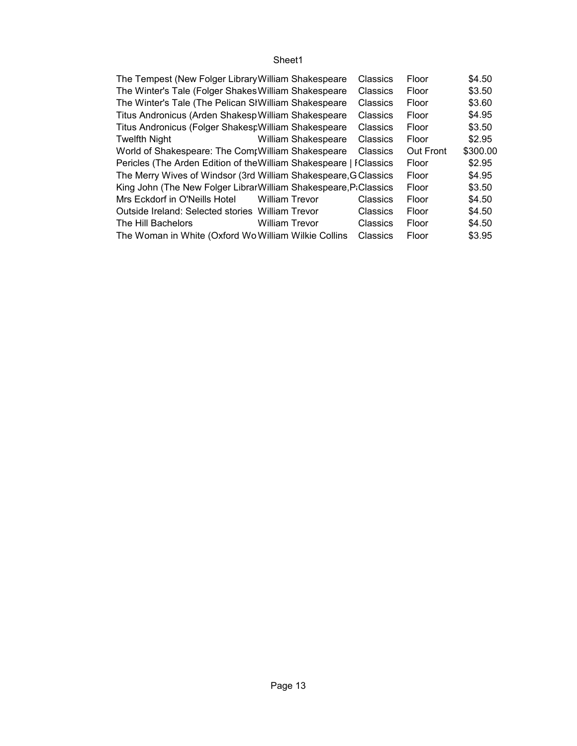| | | | | |
|---|---|---|---|---|
| The Tempest (New Folger Library | William Shakespeare | Classics | Floor | $4.50 |
| The Winter's Tale (Folger Shakes | William Shakespeare | Classics | Floor | $3.50 |
| The Winter's Tale (The Pelican Sh | William Shakespeare | Classics | Floor | $3.60 |
| Titus Andronicus (Arden Shakesp | William Shakespeare | Classics | Floor | $4.95 |
| Titus Andronicus (Folger Shakesp | William Shakespeare | Classics | Floor | $3.50 |
| Twelfth Night | William Shakespeare | Classics | Floor | $2.95 |
| World of Shakespeare: The Comp | William Shakespeare | Classics | Out Front | $300.00 |
| Pericles (The Arden Edition of the | William Shakespeare \| F | Classics | Floor | $2.95 |
| The Merry Wives of Windsor (3rd | William Shakespeare,G | Classics | Floor | $4.95 |
| King John (The New Folger Librar | William Shakespeare,Pa | Classics | Floor | $3.50 |
| Mrs Eckdorf in O'Neills Hotel | William Trevor | Classics | Floor | $4.50 |
| Outside Ireland: Selected stories | William Trevor | Classics | Floor | $4.50 |
| The Hill Bachelors | William Trevor | Classics | Floor | $4.50 |
| The Woman in White (Oxford Wo | William Wilkie Collins | Classics | Floor | $3.95 |